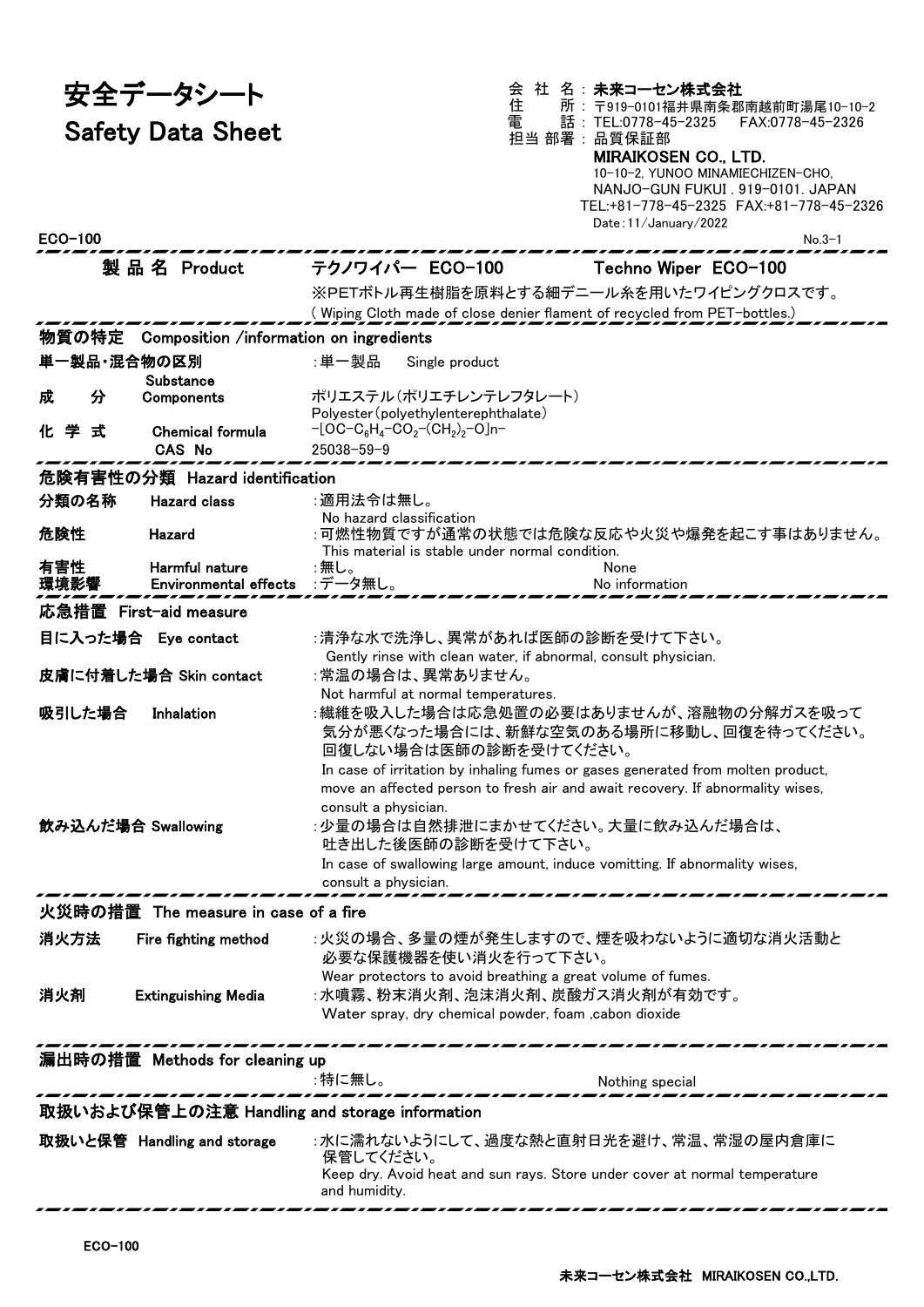# 安全データシート
# Safety Data Sheet

会 社 名：**未来コーセン株式会社**
住 所：〒919-0101福井県南条郡南越前町湯尾10-10-2
電 話：TEL:0778-45-2325 FAX:0778-45-2326
担当 部署：品質保証部

**MIRAIKOSEN CO., LTD.**
10-10-2, YUNOO MINAMIECHIZEN-CHO,
NANJO-GUN FUKUI . 919-0101. JAPAN
TEL:+81-778-45-2325 FAX:+81-778-45-2326
Date:11/January/2022

ECO-100

**製 品 名 Product** テクノワイパー ECO-100 Techno Wiper ECO-100

※PETボトル再生樹脂を原料とする細デニール糸を用いたワイピングクロスです。
( Wiping Cloth made of close denier flament of recycled from PET-bottles.)

## 物質の特定 Composition /information on ingredients

**単一製品・混合物の区別 Substance**：単一製品 Single product

**成 分 Components**：ポリエステル(ポリエチレンテレフタレート)
Polyester(polyethylenterephthalate)

**化 学 式 Chemical formula**：$-[OC-C_6H_4-CO_2-(CH_2)_2-O]n-$

**CAS No**：25038-59-9

## 危険有害性の分類 Hazard identification

**分類の名称 Hazard class**：適用法令は無し。
No hazard classification

**危険性 Hazard**：可燃性物質ですが通常の状態では危険な反応や火災や爆発を起こす事はありません。
This material is stable under normal condition.

**有害性 Harmful nature**：無し。 None

**環境影響 Environmental effects**：データ無し。 No information

## 応急措置 First-aid measure

**目に入った場合 Eye contact**：清浄な水で洗浄し、異常があれば医師の診断を受けて下さい。
Gently rinse with clean water, if abnormal, consult physician.

**皮膚に付着した場合 Skin contact**：常温の場合は、異常ありません。
Not harmful at normal temperatures.

**吸引した場合 Inhalation**：繊維を吸入した場合は応急処置の必要はありませんが、溶融物の分解ガスを吸って気分が悪くなった場合には、新鮮な空気のある場所に移動し、回復を待ってください。回復しない場合は医師の診断を受けてください。
In case of irritation by inhaling fumes or gases generated from molten product, move an affected person to fresh air and await recovery. If abnormality wises, consult a physician.

**飲み込んだ場合 Swallowing**：少量の場合は自然排泄にまかせてください。大量に飲み込んだ場合は、吐き出した後医師の診断を受けて下さい。
In case of swallowing large amount, induce vomitting. If abnormality wises, consult a physician.

## 火災時の措置 The measure in case of a fire

**消火方法 Fire fighting method**：火災の場合、多量の煙が発生しますので、煙を吸わないように適切な消火活動と必要な保護機器を使い消火を行って下さい。
Wear protectors to avoid breathing a great volume of fumes.

**消火剤 Extinguishing Media**：水噴霧、粉末消火剤、泡沫消火剤、炭酸ガス消火剤が有効です。
Water spray, dry chemical powder, foam ,cabon dioxide

## 漏出時の措置 Methods for cleaning up

：特に無し。 Nothing special

## 取扱いおよび保管上の注意 Handling and storage information

**取扱いと保管 Handling and storage**：水に濡れないようにして、過度な熱と直射日光を避け、常温、常湿の屋内倉庫に保管してください。
Keep dry. Avoid heat and sun rays. Store under cover at normal temperature and humidity.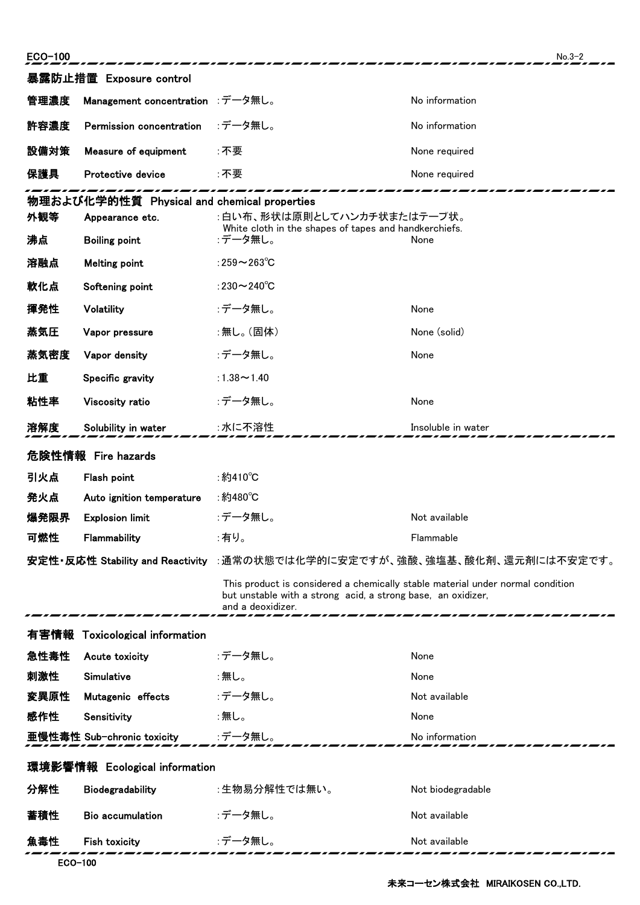## 暴露防止措置 Exposure control

| | | | |
|---|---|---|---|
| 管理濃度 | Management concentration | :データ無し。 | No information |
| 許容濃度 | Permission concentration | :データ無し。 | No information |
| 設備対策 | Measure of equipment | :不要 | None required |
| 保護具 | Protective device | :不要 | None required |

## 物理および化学的性質 Physical and chemical properties

| | | | |
|---|---|---|---|
| 外観等 | Appearance etc. | :白い布、形状は原則としてハンカチ状またはテープ状。 White cloth in the shapes of tapes and handkerchiefs. | |
| 沸点 | Boiling point | :データ無し。 | None |
| 溶融点 | Melting point | :259～263℃ | |
| 軟化点 | Softening point | :230～240℃ | |
| 揮発性 | Volatility | :データ無し。 | None |
| 蒸気圧 | Vapor pressure | :無し。(固体) | None (solid) |
| 蒸気密度 | Vapor density | :データ無し。 | None |
| 比重 | Specific gravity | :1.38～1.40 | |
| 粘性率 | Viscosity ratio | :データ無し。 | None |
| 溶解度 | Solubility in water | :水に不溶性 | Insoluble in water |

## 危険性情報 Fire hazards

| | | | |
|---|---|---|---|
| 引火点 | Flash point | :約410℃ | |
| 発火点 | Auto ignition temperature | :約480℃ | |
| 爆発限界 | Explosion limit | :データ無し。 | Not available |
| 可燃性 | Flammability | :有り。 | Flammable |

**安定性･反応性 Stability and Reactivity** :通常の状態では化学的に安定ですが、強酸、強塩基、酸化剤、還元剤には不安定です。

This product is considered a chemically stable material under normal condition but unstable with a strong acid, a strong base, an oxidizer, and a deoxidizer.

## 有害情報 Toxicological information

| | | | |
|---|---|---|---|
| 急性毒性 | Acute toxicity | :データ無し。 | None |
| 刺激性 | Simulative | :無し。 | None |
| 変異原性 | Mutagenic effects | :データ無し。 | Not available |
| 感作性 | Sensitivity | :無し。 | None |
| 亜慢性毒性 | Sub-chronic toxicity | :データ無し。 | No information |

## 環境影響情報 Ecological information

| | | | |
|---|---|---|---|
| 分解性 | Biodegradability | :生物易分解性では無い。 | Not biodegradable |
| 蓄積性 | Bio accumulation | :データ無し。 | Not available |
| 魚毒性 | Fish toxicity | :データ無し。 | Not available |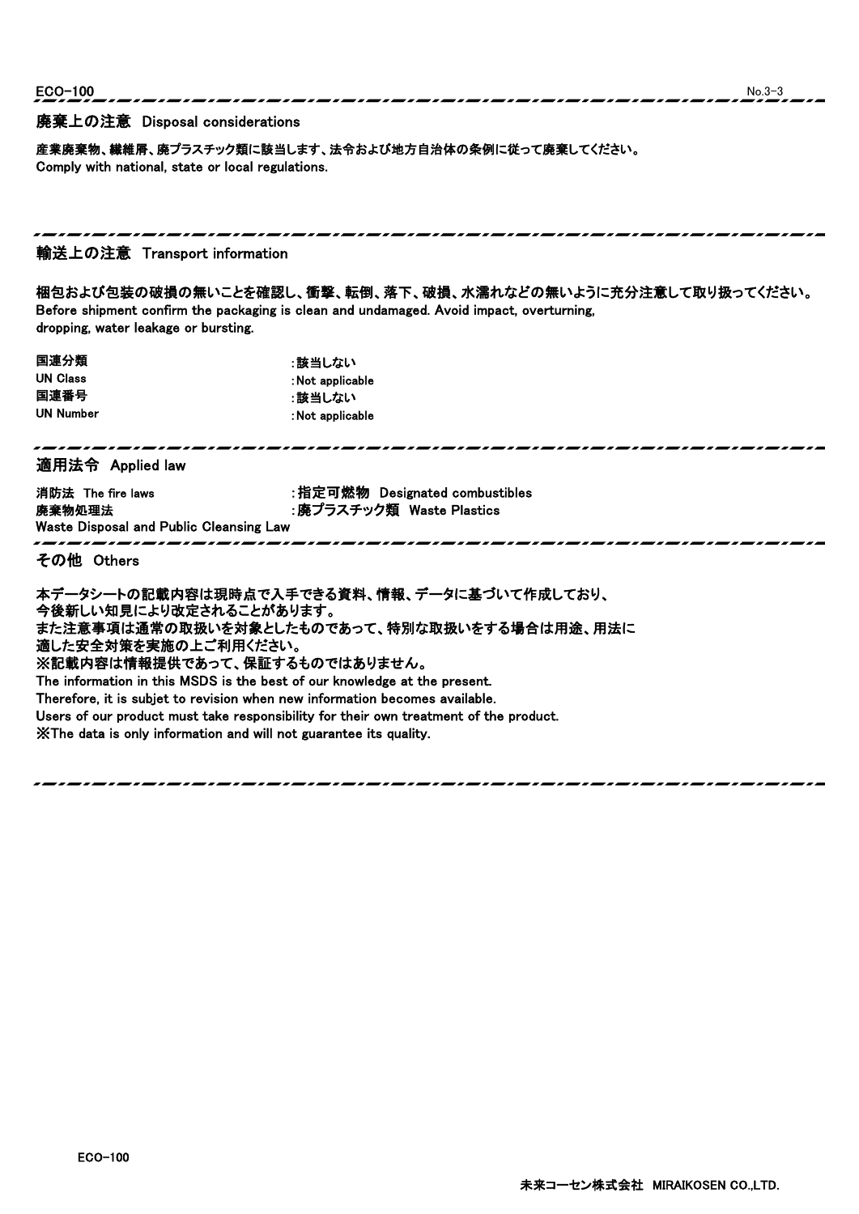## 廃棄上の注意　Disposal considerations

産業廃棄物、繊維屑、廃プラスチック類に該当します、法令および地方自治体の条例に従って廃棄してください。
Comply with national, state or local regulations.

## 輸送上の注意　Transport information

梱包および包装の破損の無いことを確認し、衝撃、転倒、落下、破損、水濡れなどの無いように充分注意して取り扱ってください。
Before shipment confirm the packaging is clean and undamaged. Avoid impact, overturning, dropping, water leakage or bursting.

| | |
|---|---|
| 国連分類 | :該当しない |
| UN Class | :Not applicable |
| 国連番号 | :該当しない |
| UN Number | :Not applicable |

## 適用法令　Applied law

| | |
|---|---|
| 消防法　The fire laws | :指定可燃物　Designated combustibles |
| 廃棄物処理法 Waste Disposal and Public Cleansing Law | :廃プラスチック類　Waste Plastics |

## その他　Others

本データシートの記載内容は現時点で入手できる資料、情報、データに基づいて作成しており、
今後新しい知見により改定されることがあります。
また注意事項は通常の取扱いを対象としたものであって、特別な取扱いをする場合は用途、用法に
適した安全対策を実施の上ご利用ください。
※記載内容は情報提供であって、保証するものではありません。
The information in this MSDS is the best of our knowledge at the present.
Therefore, it is subjet to revision when new information becomes available.
Users of our product must take responsibility for their own treatment of the product.
※The data is only information and will not guarantee its quality.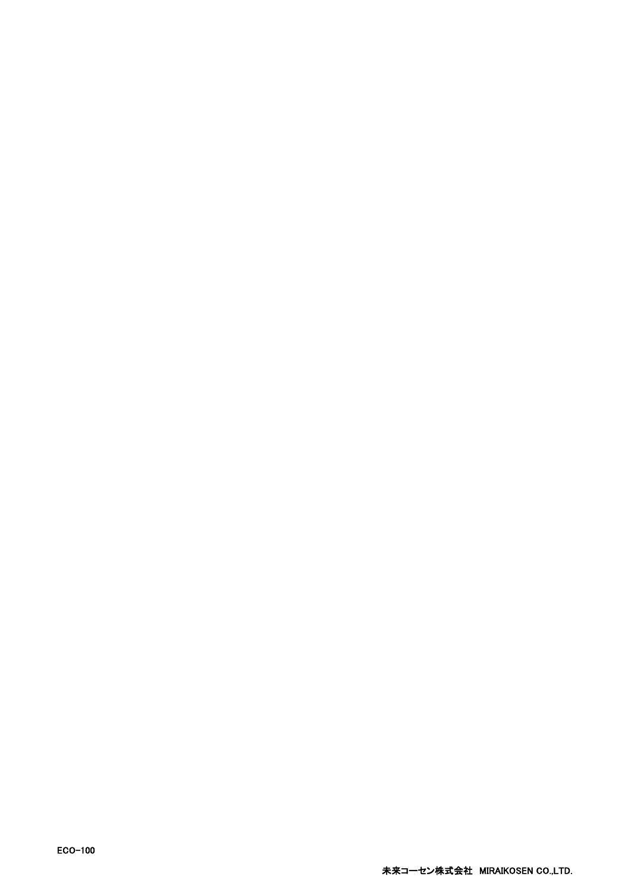ECO-100

未来コーセン株式会社 MIRAIKOSEN CO.,LTD.